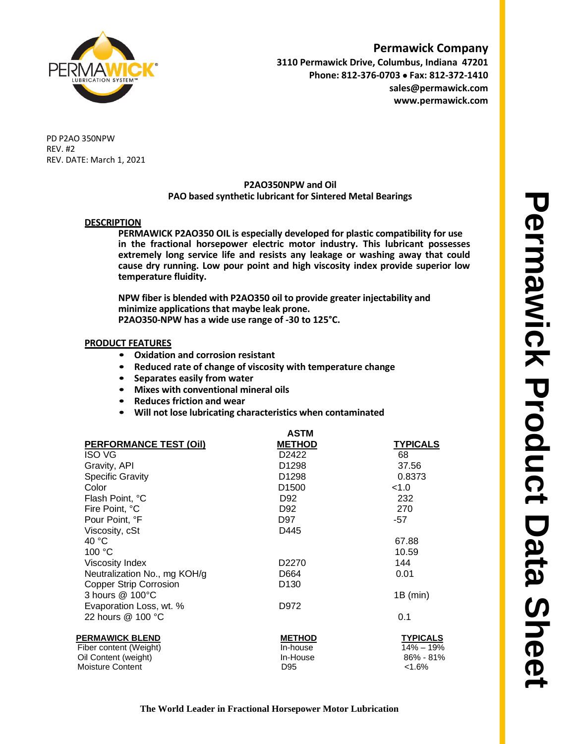**Permawick Company**
3110 Permawick Drive, Columbus, Indiana 47201
Phone: 812-376-0703 • Fax: 812-372-1410
sales@permawick.com
www.permawick.com

PD P2AO 350NPW
REV. #2
REV. DATE: March 1, 2021

# P2AO350NPW and Oil
## PAO based synthetic lubricant for Sintered Metal Bearings

### DESCRIPTION

**PERMAWICK P2AO350 OIL is especially developed for plastic compatibility for use in the fractional horsepower electric motor industry. This lubricant possesses extremely long service life and resists any leakage or washing away that could cause dry running. Low pour point and high viscosity index provide superior low temperature fluidity.**

**NPW fiber is blended with P2AO350 oil to provide greater injectability and minimize applications that maybe leak prone.**
**P2AO350-NPW has a wide use range of -30 to 125°C.**

### PRODUCT FEATURES

- **Oxidation and corrosion resistant**
- **Reduced rate of change of viscosity with temperature change**
- **Separates easily from water**
- **Mixes with conventional mineral oils**
- **Reduces friction and wear**
- **Will not lose lubricating characteristics when contaminated**

| PERFORMANCE TEST (Oil) | ASTM METHOD | TYPICALS |
|---|---|---|
| ISO VG | D2422 | 68 |
| Gravity, API | D1298 | 37.56 |
| Specific Gravity | D1298 | 0.8373 |
| Color | D1500 | <1.0 |
| Flash Point, °C | D92 | 232 |
| Fire Point, °C | D92 | 270 |
| Pour Point, °F | D97 | -57 |
| Viscosity, cSt | D445 | |
| 40 °C | | 67.88 |
| 100 °C | | 10.59 |
| Viscosity Index | D2270 | 144 |
| Neutralization No., mg KOH/g | D664 | 0.01 |
| Copper Strip Corrosion | D130 | |
| 3 hours @ 100°C | | 1B (min) |
| Evaporation Loss, wt. % | D972 | |
| 22 hours @ 100 °C | | 0.1 |

| PERMAWICK BLEND | METHOD | TYPICALS |
|---|---|---|
| Fiber content (Weight) | In-house | 14% – 19% |
| Oil Content (weight) | In-House | 86% - 81% |
| Moisture Content | D95 | <1.6% |

**The World Leader in Fractional Horsepower Motor Lubrication**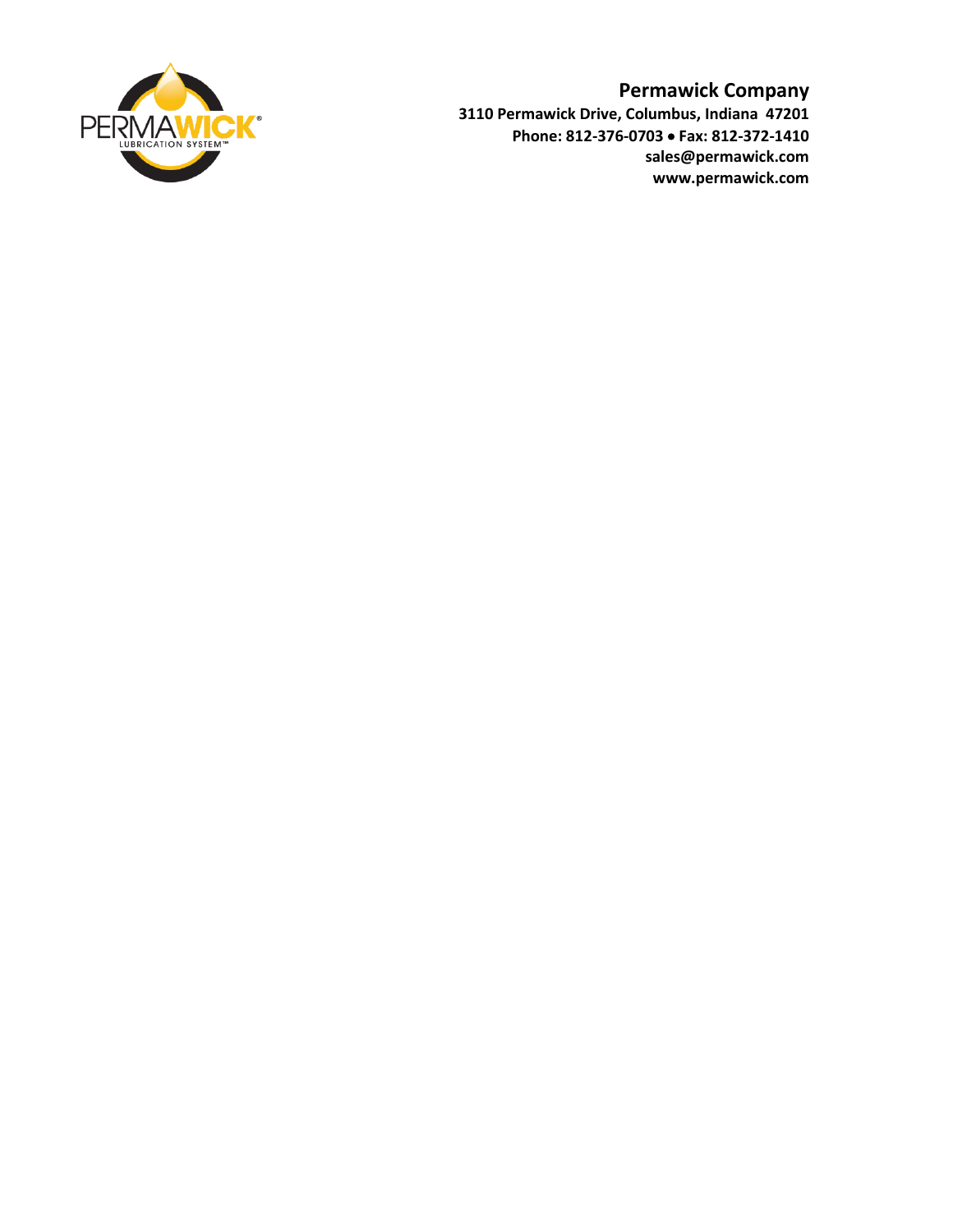PERMAWICK®
LUBRICATION SYSTEM™

**Permawick Company**
**3110 Permawick Drive, Columbus, Indiana 47201**
**Phone: 812-376-0703 • Fax: 812-372-1410**
**sales@permawick.com**
**www.permawick.com**